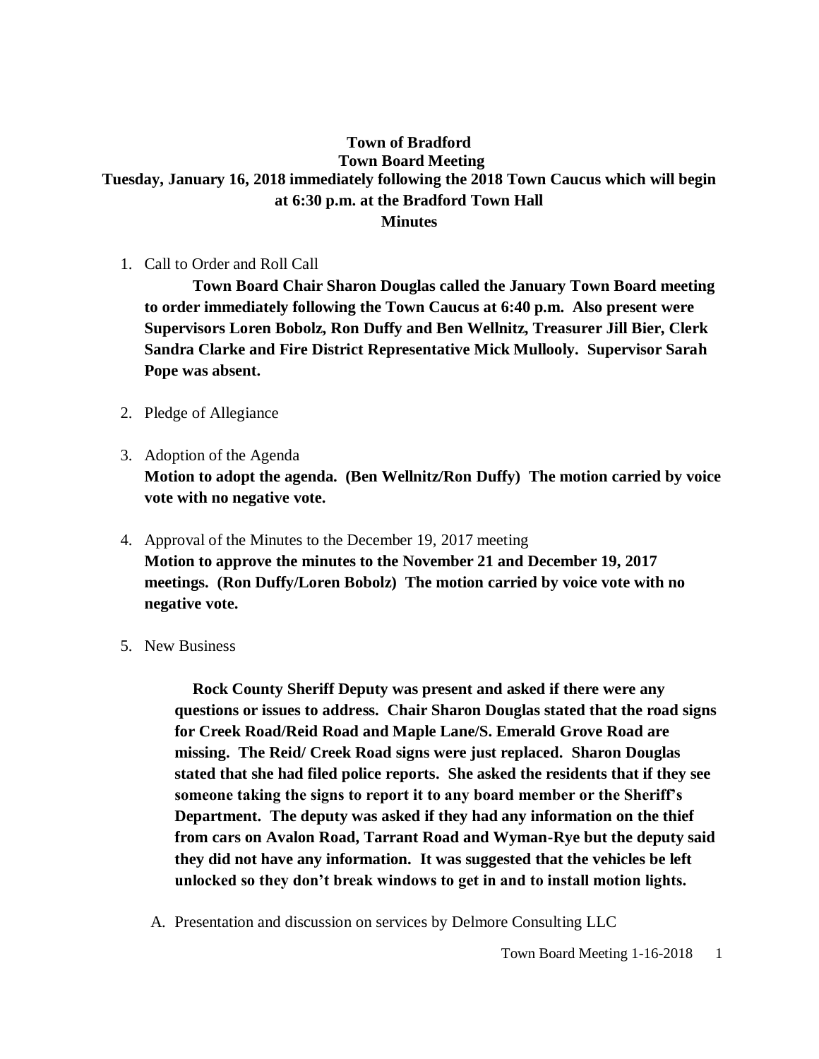**Town of Bradford**
**Town Board Meeting**
**Tuesday, January 16, 2018 immediately following the 2018 Town Caucus which will begin at 6:30 p.m. at the Bradford Town Hall**
**Minutes**

1. Call to Order and Roll Call

   **Town Board Chair Sharon Douglas called the January Town Board meeting to order immediately following the Town Caucus at 6:40 p.m. Also present were Supervisors Loren Bobolz, Ron Duffy and Ben Wellnitz, Treasurer Jill Bier, Clerk Sandra Clarke and Fire District Representative Mick Mullooly. Supervisor Sarah Pope was absent.**

2. Pledge of Allegiance

3. Adoption of the Agenda

   **Motion to adopt the agenda. (Ben Wellnitz/Ron Duffy) The motion carried by voice vote with no negative vote.**

4. Approval of the Minutes to the December 19, 2017 meeting

   **Motion to approve the minutes to the November 21 and December 19, 2017 meetings. (Ron Duffy/Loren Bobolz) The motion carried by voice vote with no negative vote.**

5. New Business

   **Rock County Sheriff Deputy was present and asked if there were any questions or issues to address. Chair Sharon Douglas stated that the road signs for Creek Road/Reid Road and Maple Lane/S. Emerald Grove Road are missing. The Reid/ Creek Road signs were just replaced. Sharon Douglas stated that she had filed police reports. She asked the residents that if they see someone taking the signs to report it to any board member or the Sheriff's Department. The deputy was asked if they had any information on the thief from cars on Avalon Road, Tarrant Road and Wyman-Rye but the deputy said they did not have any information. It was suggested that the vehicles be left unlocked so they don't break windows to get in and to install motion lights.**

   A. Presentation and discussion on services by Delmore Consulting LLC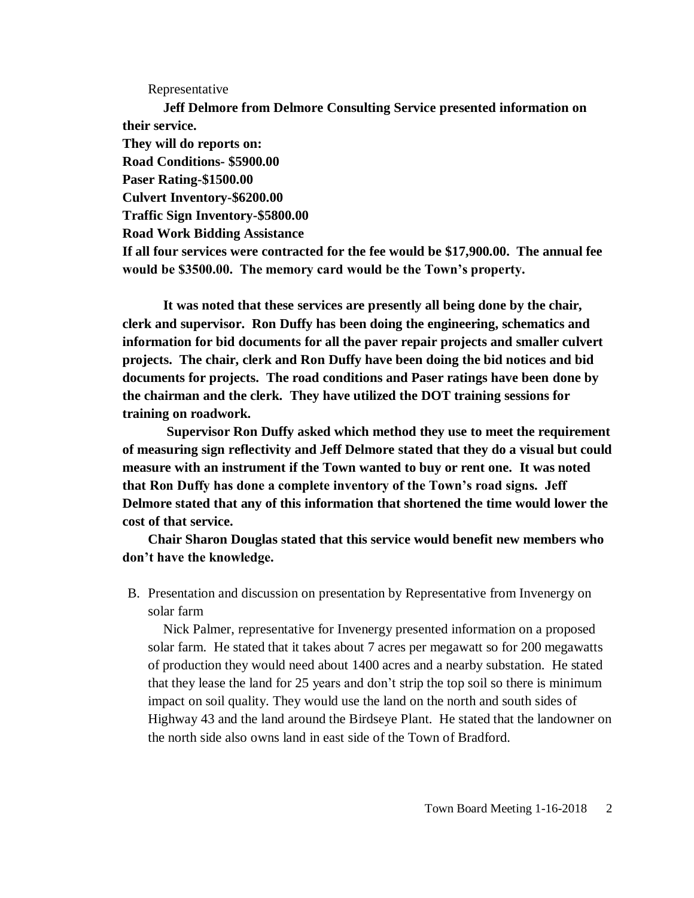Representative

**Jeff Delmore from Delmore Consulting Service presented information on their service.**

**They will do reports on:**

**Road Conditions- $5900.00**

**Paser Rating-$1500.00**

**Culvert Inventory-$6200.00**

**Traffic Sign Inventory-$5800.00**

**Road Work Bidding Assistance**

**If all four services were contracted for the fee would be $17,900.00. The annual fee would be $3500.00. The memory card would be the Town's property.**

**It was noted that these services are presently all being done by the chair, clerk and supervisor. Ron Duffy has been doing the engineering, schematics and information for bid documents for all the paver repair projects and smaller culvert projects. The chair, clerk and Ron Duffy have been doing the bid notices and bid documents for projects. The road conditions and Paser ratings have been done by the chairman and the clerk. They have utilized the DOT training sessions for training on roadwork.**

**Supervisor Ron Duffy asked which method they use to meet the requirement of measuring sign reflectivity and Jeff Delmore stated that they do a visual but could measure with an instrument if the Town wanted to buy or rent one. It was noted that Ron Duffy has done a complete inventory of the Town's road signs. Jeff Delmore stated that any of this information that shortened the time would lower the cost of that service.**

**Chair Sharon Douglas stated that this service would benefit new members who don't have the knowledge.**

B. Presentation and discussion on presentation by Representative from Invenergy on solar farm

Nick Palmer, representative for Invenergy presented information on a proposed solar farm. He stated that it takes about 7 acres per megawatt so for 200 megawatts of production they would need about 1400 acres and a nearby substation. He stated that they lease the land for 25 years and don't strip the top soil so there is minimum impact on soil quality. They would use the land on the north and south sides of Highway 43 and the land around the Birdseye Plant. He stated that the landowner on the north side also owns land in east side of the Town of Bradford.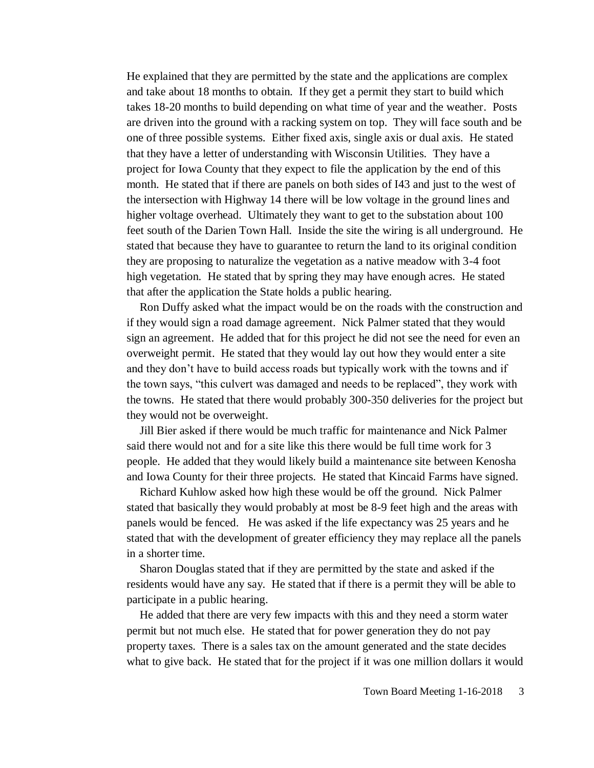He explained that they are permitted by the state and the applications are complex and take about 18 months to obtain. If they get a permit they start to build which takes 18-20 months to build depending on what time of year and the weather. Posts are driven into the ground with a racking system on top. They will face south and be one of three possible systems. Either fixed axis, single axis or dual axis. He stated that they have a letter of understanding with Wisconsin Utilities. They have a project for Iowa County that they expect to file the application by the end of this month. He stated that if there are panels on both sides of I43 and just to the west of the intersection with Highway 14 there will be low voltage in the ground lines and higher voltage overhead. Ultimately they want to get to the substation about 100 feet south of the Darien Town Hall. Inside the site the wiring is all underground. He stated that because they have to guarantee to return the land to its original condition they are proposing to naturalize the vegetation as a native meadow with 3-4 foot high vegetation. He stated that by spring they may have enough acres. He stated that after the application the State holds a public hearing.

Ron Duffy asked what the impact would be on the roads with the construction and if they would sign a road damage agreement. Nick Palmer stated that they would sign an agreement. He added that for this project he did not see the need for even an overweight permit. He stated that they would lay out how they would enter a site and they don't have to build access roads but typically work with the towns and if the town says, "this culvert was damaged and needs to be replaced", they work with the towns. He stated that there would probably 300-350 deliveries for the project but they would not be overweight.

Jill Bier asked if there would be much traffic for maintenance and Nick Palmer said there would not and for a site like this there would be full time work for 3 people. He added that they would likely build a maintenance site between Kenosha and Iowa County for their three projects. He stated that Kincaid Farms have signed.

Richard Kuhlow asked how high these would be off the ground. Nick Palmer stated that basically they would probably at most be 8-9 feet high and the areas with panels would be fenced. He was asked if the life expectancy was 25 years and he stated that with the development of greater efficiency they may replace all the panels in a shorter time.

Sharon Douglas stated that if they are permitted by the state and asked if the residents would have any say. He stated that if there is a permit they will be able to participate in a public hearing.

He added that there are very few impacts with this and they need a storm water permit but not much else. He stated that for power generation they do not pay property taxes. There is a sales tax on the amount generated and the state decides what to give back. He stated that for the project if it was one million dollars it would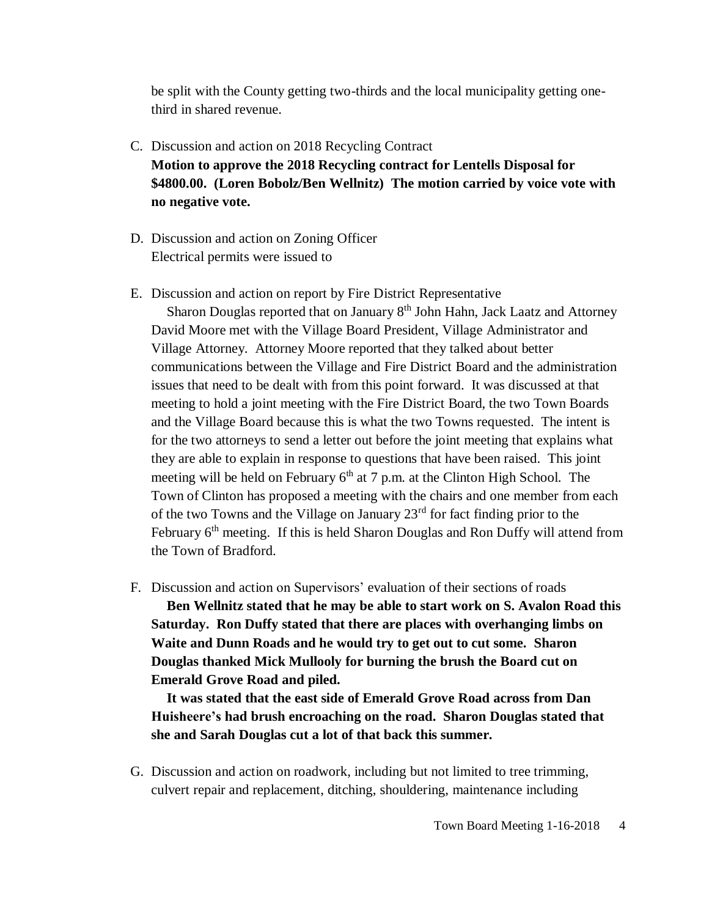be split with the County getting two-thirds and the local municipality getting one-third in shared revenue.

C. Discussion and action on 2018 Recycling Contract
   **Motion to approve the 2018 Recycling contract for Lentells Disposal for \$4800.00. (Loren Bobolz/Ben Wellnitz) The motion carried by voice vote with no negative vote.**

D. Discussion and action on Zoning Officer
   Electrical permits were issued to

E. Discussion and action on report by Fire District Representative
   Sharon Douglas reported that on January 8th John Hahn, Jack Laatz and Attorney David Moore met with the Village Board President, Village Administrator and Village Attorney. Attorney Moore reported that they talked about better communications between the Village and Fire District Board and the administration issues that need to be dealt with from this point forward. It was discussed at that meeting to hold a joint meeting with the Fire District Board, the two Town Boards and the Village Board because this is what the two Towns requested. The intent is for the two attorneys to send a letter out before the joint meeting that explains what they are able to explain in response to questions that have been raised. This joint meeting will be held on February 6th at 7 p.m. at the Clinton High School. The Town of Clinton has proposed a meeting with the chairs and one member from each of the two Towns and the Village on January 23rd for fact finding prior to the February 6th meeting. If this is held Sharon Douglas and Ron Duffy will attend from the Town of Bradford.

F. Discussion and action on Supervisors' evaluation of their sections of roads
   **Ben Wellnitz stated that he may be able to start work on S. Avalon Road this Saturday. Ron Duffy stated that there are places with overhanging limbs on Waite and Dunn Roads and he would try to get out to cut some. Sharon Douglas thanked Mick Mullooly for burning the brush the Board cut on Emerald Grove Road and piled.**

   **It was stated that the east side of Emerald Grove Road across from Dan Huisheere's had brush encroaching on the road. Sharon Douglas stated that she and Sarah Douglas cut a lot of that back this summer.**

G. Discussion and action on roadwork, including but not limited to tree trimming, culvert repair and replacement, ditching, shouldering, maintenance including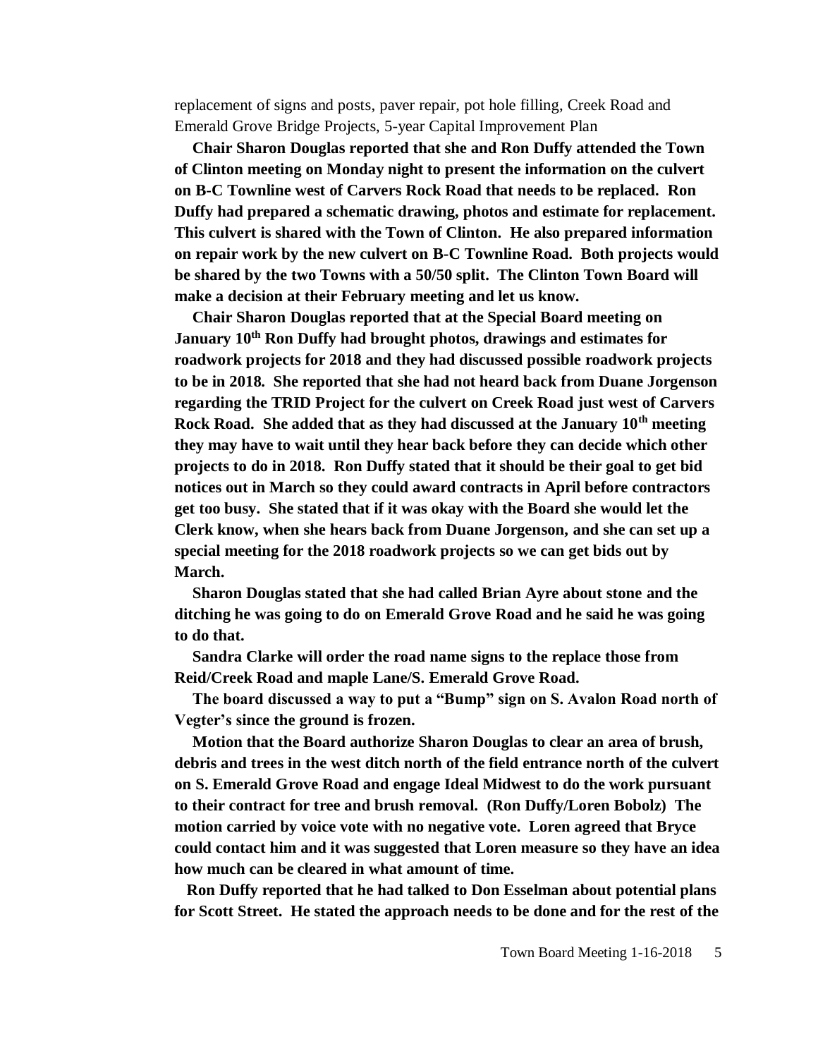replacement of signs and posts, paver repair, pot hole filling, Creek Road and Emerald Grove Bridge Projects, 5-year Capital Improvement Plan

**Chair Sharon Douglas reported that she and Ron Duffy attended the Town of Clinton meeting on Monday night to present the information on the culvert on B-C Townline west of Carvers Rock Road that needs to be replaced. Ron Duffy had prepared a schematic drawing, photos and estimate for replacement. This culvert is shared with the Town of Clinton. He also prepared information on repair work by the new culvert on B-C Townline Road. Both projects would be shared by the two Towns with a 50/50 split. The Clinton Town Board will make a decision at their February meeting and let us know.**

**Chair Sharon Douglas reported that at the Special Board meeting on January 10th Ron Duffy had brought photos, drawings and estimates for roadwork projects for 2018 and they had discussed possible roadwork projects to be in 2018. She reported that she had not heard back from Duane Jorgenson regarding the TRID Project for the culvert on Creek Road just west of Carvers Rock Road. She added that as they had discussed at the January 10th meeting they may have to wait until they hear back before they can decide which other projects to do in 2018. Ron Duffy stated that it should be their goal to get bid notices out in March so they could award contracts in April before contractors get too busy. She stated that if it was okay with the Board she would let the Clerk know, when she hears back from Duane Jorgenson, and she can set up a special meeting for the 2018 roadwork projects so we can get bids out by March.**

**Sharon Douglas stated that she had called Brian Ayre about stone and the ditching he was going to do on Emerald Grove Road and he said he was going to do that.**

**Sandra Clarke will order the road name signs to the replace those from Reid/Creek Road and maple Lane/S. Emerald Grove Road.**

**The board discussed a way to put a "Bump" sign on S. Avalon Road north of Vegter's since the ground is frozen.**

**Motion that the Board authorize Sharon Douglas to clear an area of brush, debris and trees in the west ditch north of the field entrance north of the culvert on S. Emerald Grove Road and engage Ideal Midwest to do the work pursuant to their contract for tree and brush removal. (Ron Duffy/Loren Bobolz) The motion carried by voice vote with no negative vote. Loren agreed that Bryce could contact him and it was suggested that Loren measure so they have an idea how much can be cleared in what amount of time.**

**Ron Duffy reported that he had talked to Don Esselman about potential plans for Scott Street. He stated the approach needs to be done and for the rest of the**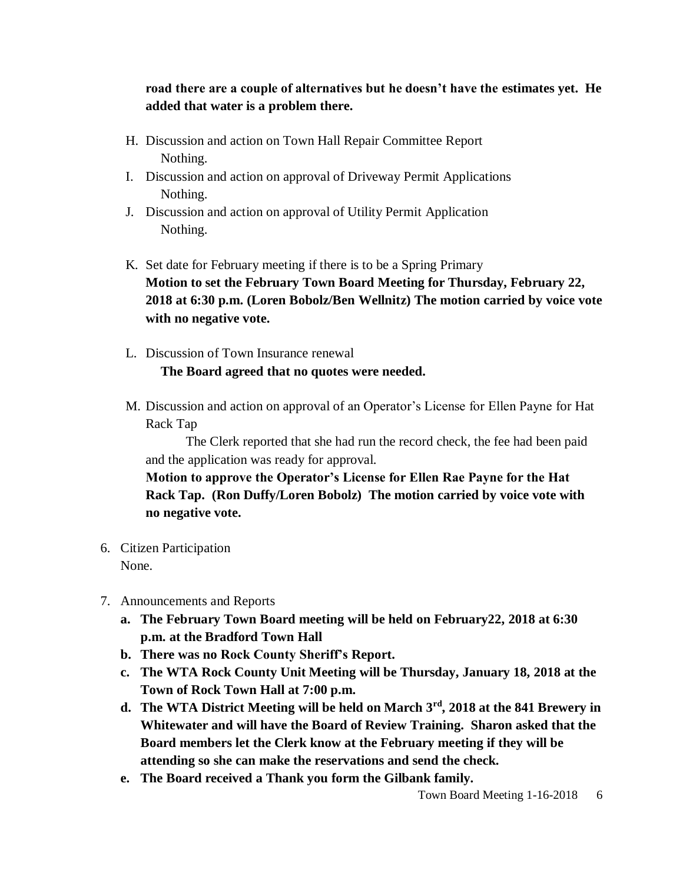**road there are a couple of alternatives but he doesn't have the estimates yet. He added that water is a problem there.**

H. Discussion and action on Town Hall Repair Committee Report
   Nothing.
I. Discussion and action on approval of Driveway Permit Applications
   Nothing.
J. Discussion and action on approval of Utility Permit Application
   Nothing.

K. Set date for February meeting if there is to be a Spring Primary
   **Motion to set the February Town Board Meeting for Thursday, February 22, 2018 at 6:30 p.m. (Loren Bobolz/Ben Wellnitz) The motion carried by voice vote with no negative vote.**

L. Discussion of Town Insurance renewal
   **The Board agreed that no quotes were needed.**

M. Discussion and action on approval of an Operator's License for Ellen Payne for Hat Rack Tap
   The Clerk reported that she had run the record check, the fee had been paid and the application was ready for approval.
   **Motion to approve the Operator's License for Ellen Rae Payne for the Hat Rack Tap. (Ron Duffy/Loren Bobolz) The motion carried by voice vote with no negative vote.**

6. Citizen Participation
   None.

7. Announcements and Reports
   a. **The February Town Board meeting will be held on February22, 2018 at 6:30 p.m. at the Bradford Town Hall**
   b. **There was no Rock County Sheriff's Report.**
   c. **The WTA Rock County Unit Meeting will be Thursday, January 18, 2018 at the Town of Rock Town Hall at 7:00 p.m.**
   d. **The WTA District Meeting will be held on March 3rd, 2018 at the 841 Brewery in Whitewater and will have the Board of Review Training. Sharon asked that the Board members let the Clerk know at the February meeting if they will be attending so she can make the reservations and send the check.**
   e. **The Board received a Thank you form the Gilbank family.**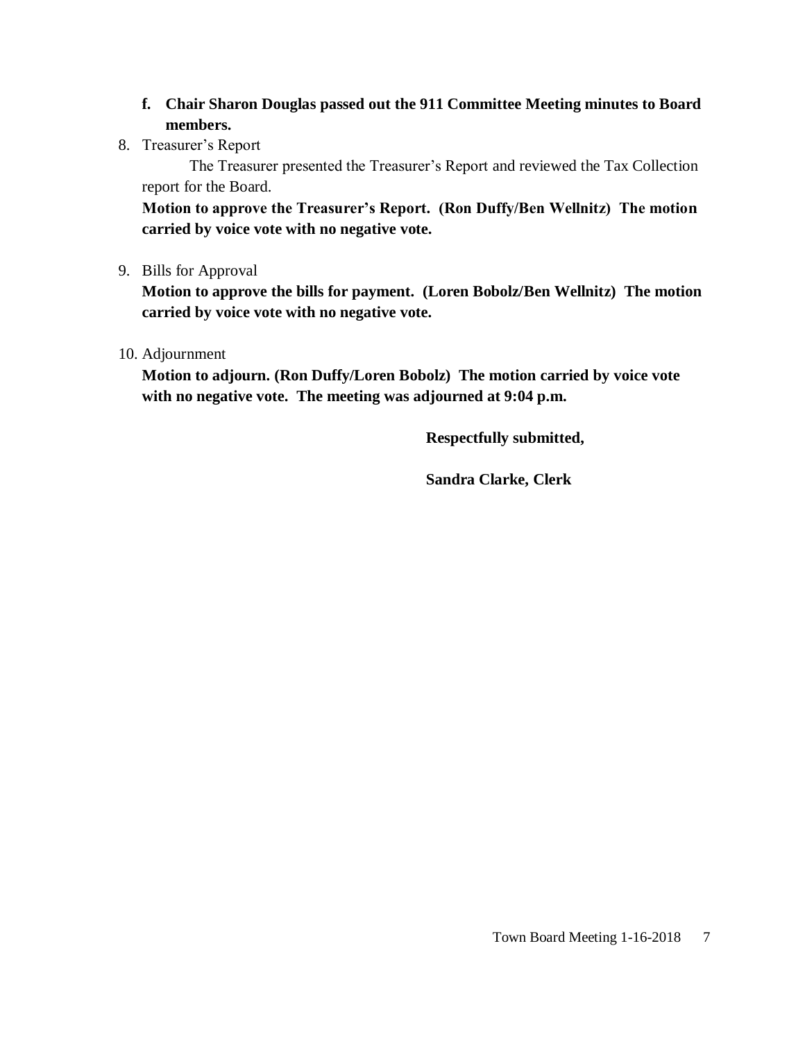- **f. Chair Sharon Douglas passed out the 911 Committee Meeting minutes to Board members.**

8. Treasurer's Report

   The Treasurer presented the Treasurer's Report and reviewed the Tax Collection report for the Board.

   **Motion to approve the Treasurer's Report. (Ron Duffy/Ben Wellnitz) The motion carried by voice vote with no negative vote.**

9. Bills for Approval

   **Motion to approve the bills for payment. (Loren Bobolz/Ben Wellnitz) The motion carried by voice vote with no negative vote.**

10. Adjournment

    **Motion to adjourn. (Ron Duffy/Loren Bobolz) The motion carried by voice vote with no negative vote. The meeting was adjourned at 9:04 p.m.**

**Respectfully submitted,**

**Sandra Clarke, Clerk**